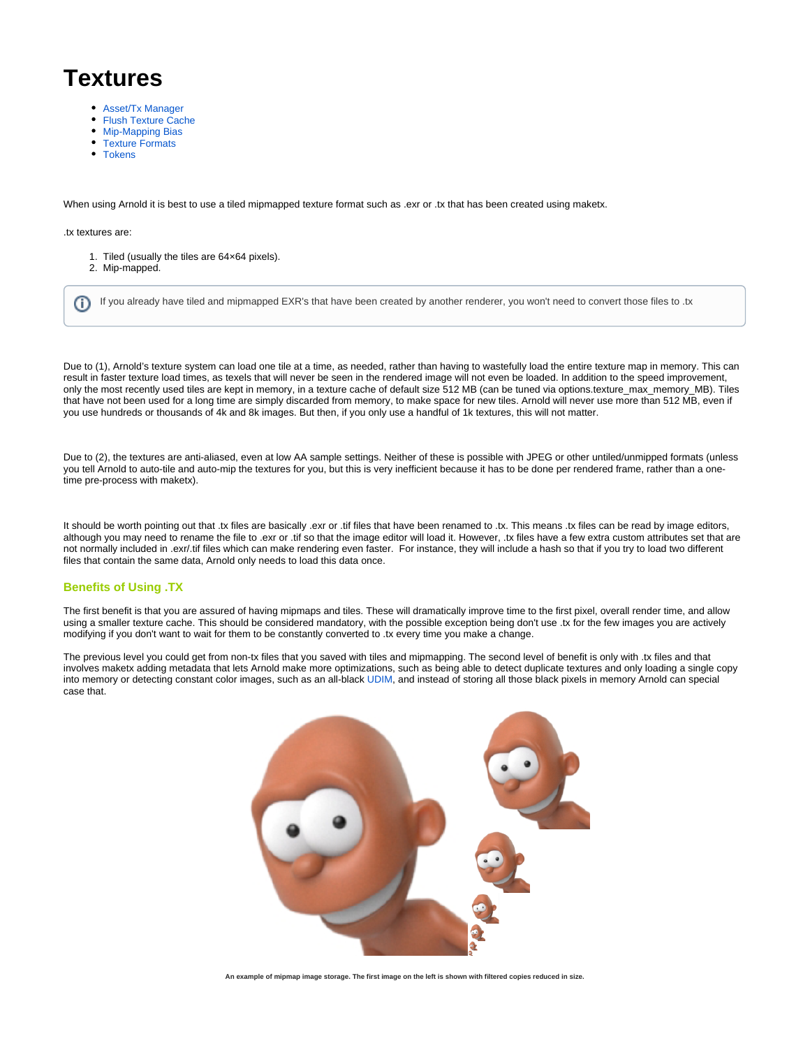# Textures

- Asset/Tx Manager
- Flush Texture Cache
- Mip-Mapping Bias
- Texture Formats
- Tokens

When using Arnold it is best to use a tiled mipmapped texture format such as .exr or .tx that has been created using maketx.

.tx textures are:

1. Tiled (usually the tiles are 64×64 pixels).
2. Mip-mapped.

> If you already have tiled and mipmapped EXR's that have been created by another renderer, you won't need to convert those files to .tx

Due to (1), Arnold's texture system can load one tile at a time, as needed, rather than having to wastefully load the entire texture map in memory. This can result in faster texture load times, as texels that will never be seen in the rendered image will not even be loaded. In addition to the speed improvement, only the most recently used tiles are kept in memory, in a texture cache of default size 512 MB (can be tuned via options.texture_max_memory_MB). Tiles that have not been used for a long time are simply discarded from memory, to make space for new tiles. Arnold will never use more than 512 MB, even if you use hundreds or thousands of 4k and 8k images. But then, if you only use a handful of 1k textures, this will not matter.

Due to (2), the textures are anti-aliased, even at low AA sample settings. Neither of these is possible with JPEG or other untiled/unmipped formats (unless you tell Arnold to auto-tile and auto-mip the textures for you, but this is very inefficient because it has to be done per rendered frame, rather than a one-time pre-process with maketx).

It should be worth pointing out that .tx files are basically .exr or .tif files that have been renamed to .tx. This means .tx files can be read by image editors, although you may need to rename the file to .exr or .tif so that the image editor will load it. However, .tx files have a few extra custom attributes set that are not normally included in .exr/.tif files which can make rendering even faster.  For instance, they will include a hash so that if you try to load two different files that contain the same data, Arnold only needs to load this data once.

### Benefits of Using .TX

The first benefit is that you are assured of having mipmaps and tiles. These will dramatically improve time to the first pixel, overall render time, and allow using a smaller texture cache. This should be considered mandatory, with the possible exception being don't use .tx for the few images you are actively modifying if you don't want to wait for them to be constantly converted to .tx every time you make a change.

The previous level you could get from non-tx files that you saved with tiles and mipmapping. The second level of benefit is only with .tx files and that involves maketx adding metadata that lets Arnold make more optimizations, such as being able to detect duplicate textures and only loading a single copy into memory or detecting constant color images, such as an all-black UDIM, and instead of storing all those black pixels in memory Arnold can special case that.

**An example of mipmap image storage. The first image on the left is shown with filtered copies reduced in size.**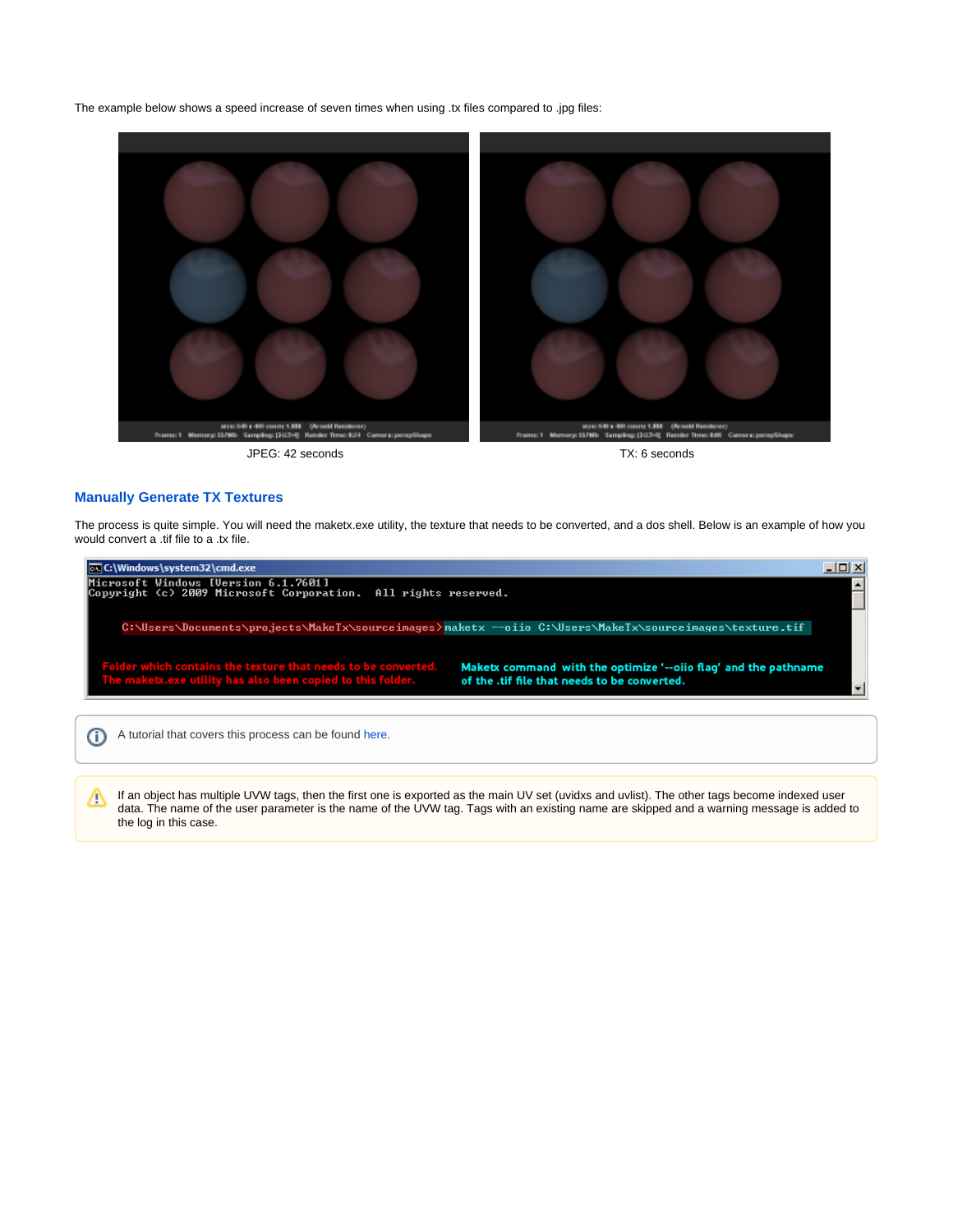The example below shows a speed increase of seven times when using .tx files compared to .jpg files:

JPEG: 42 seconds

TX: 6 seconds

## Manually Generate TX Textures

The process is quite simple. You will need the maketx.exe utility, the texture that needs to be converted, and a dos shell. Below is an example of how you would convert a .tif file to a .tx file.

```
C:\Windows\system32\cmd.exe
Microsoft Windows [Version 6.1.7601]
Copyright (c) 2009 Microsoft Corporation.  All rights reserved.

C:\Users\Documents\projects\MakeTx\sourceimages>maketx --oiio C:\Users\MakeTx\sourceimages\texture.tif
```

Folder which contains the texture that needs to be converted. The maketx.exe utility has also been copied to this folder.

Maketx command with the optimize '--oiio flag' and the pathname of the .tif file that needs to be converted.

> A tutorial that covers this process can be found here.

> If an object has multiple UVW tags, then the first one is exported as the main UV set (uvidxs and uvlist). The other tags become indexed user data. The name of the user parameter is the name of the UVW tag. Tags with an existing name are skipped and a warning message is added to the log in this case.